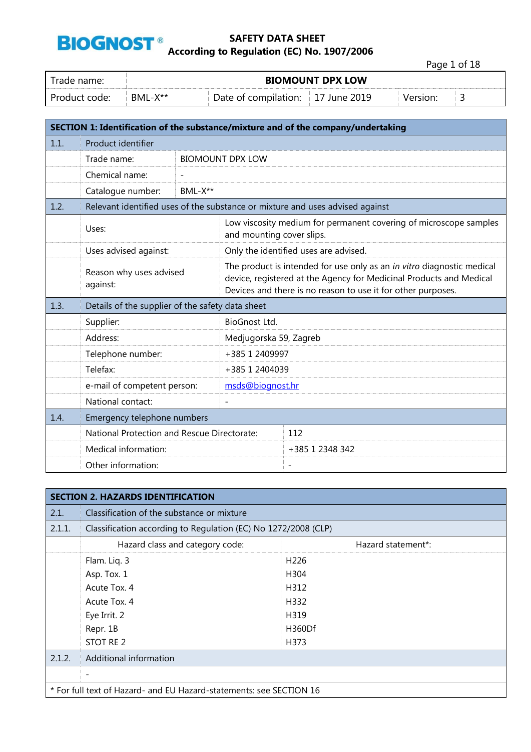# SAFETY DATA SHEET
## According to Regulation (EC) No. 1907/2006

| Trade name: | BIOMOUNT DPX LOW | | | | |
|---|---|---|---|---|---|
| Product code: | BML-X** | Date of compilation: | 17 June 2019 | Version: | 3 |

## SECTION 1: Identification of the substance/mixture and of the company/undertaking

| | | |
|---|---|---|
| 1.1. | Product identifier | |
| | Trade name: | BIOMOUNT DPX LOW |
| | Chemical name: | - |
| | Catalogue number: | BML-X** |
| 1.2. | Relevant identified uses of the substance or mixture and uses advised against | |
| | Uses: | Low viscosity medium for permanent covering of microscope samples and mounting cover slips. |
| | Uses advised against: | Only the identified uses are advised. |
| | Reason why uses advised against: | The product is intended for use only as an *in vitro* diagnostic medical device, registered at the Agency for Medicinal Products and Medical Devices and there is no reason to use it for other purposes. |
| 1.3. | Details of the supplier of the safety data sheet | |
| | Supplier: | BioGnost Ltd. |
| | Address: | Medjugorska 59, Zagreb |
| | Telephone number: | +385 1 2409997 |
| | Telefax: | +385 1 2404039 |
| | e-mail of competent person: | msds@biognost.hr |
| | National contact: | - |
| 1.4. | Emergency telephone numbers | |
| | National Protection and Rescue Directorate: | 112 |
| | Medical information: | +385 1 2348 342 |
| | Other information: | - |

## SECTION 2. HAZARDS IDENTIFICATION

| | | |
|---|---|---|
| 2.1. | Classification of the substance or mixture | |
| 2.1.1. | Classification according to Regulation (EC) No 1272/2008 (CLP) | |
| | Hazard class and category code: | Hazard statement*: |
| | Flam. Liq. 3 | H226 |
| | Asp. Tox. 1 | H304 |
| | Acute Tox. 4 | H312 |
| | Acute Tox. 4 | H332 |
| | Eye Irrit. 2 | H319 |
| | Repr. 1B | H360Df |
| | STOT RE 2 | H373 |
| 2.1.2. | Additional information | |
| | - | |

\* For full text of Hazard- and EU Hazard-statements: see SECTION 16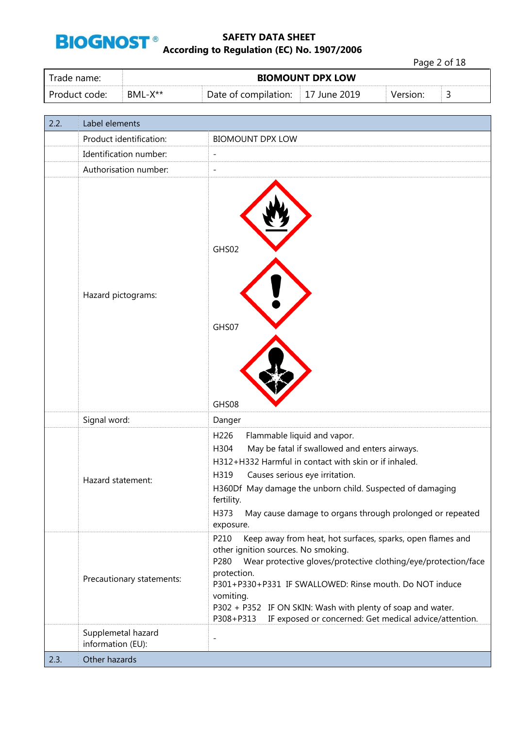| Trade name: | BIOMOUNT DPX LOW | | | | |
|---|---|---|---|---|---|
| Product code: | BML-X** | Date of compilation: | 17 June 2019 | Version: | 3 |

| 2.2. | Label elements | |
|---|---|---|
| | Product identification: | BIOMOUNT DPX LOW |
| | Identification number: | - |
| | Authorisation number: | - |
| | Hazard pictograms: | GHS02<br>GHS07<br>GHS08 |
| | Signal word: | Danger |
| | Hazard statement: | H226 Flammable liquid and vapor.<br>H304 May be fatal if swallowed and enters airways.<br>H312+H332 Harmful in contact with skin or if inhaled.<br>H319 Causes serious eye irritation.<br>H360Df May damage the unborn child. Suspected of damaging fertility.<br>H373 May cause damage to organs through prolonged or repeated exposure. |
| | Precautionary statements: | P210 Keep away from heat, hot surfaces, sparks, open flames and other ignition sources. No smoking.<br>P280 Wear protective gloves/protective clothing/eye/protection/face protection.<br>P301+P330+P331 IF SWALLOWED: Rinse mouth. Do NOT induce vomiting.<br>P302 + P352 IF ON SKIN: Wash with plenty of soap and water.<br>P308+P313 IF exposed or concerned: Get medical advice/attention. |
| | Supplemetal hazard information (EU): | - |
| 2.3. | Other hazards | |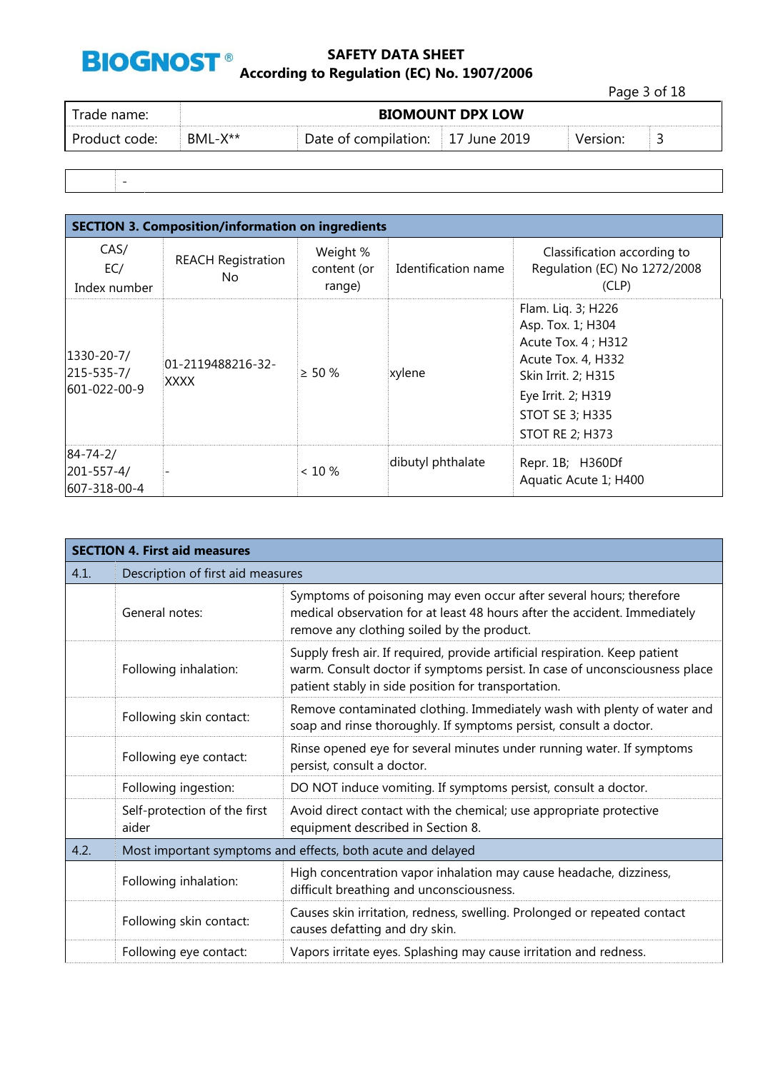| Trade name: | BIOMOUNT DPX LOW | | | | |
|---|---|---|---|---|---|
| Product code: | BML-X** | Date of compilation: | 17 June 2019 | Version: | 3 |

| | - |
|---|---|

| SECTION 3. Composition/information on ingredients | | | | |
|---|---|---|---|---|
| CAS/ EC/ Index number | REACH Registration No | Weight % content (or range) | Identification name | Classification according to Regulation (EC) No 1272/2008 (CLP) |
| 1330-20-7/ 215-535-7/ 601-022-00-9 | 01-2119488216-32-XXXX | ≥ 50 % | xylene | Flam. Liq. 3; H226<br>Asp. Tox. 1; H304<br>Acute Tox. 4 ; H312<br>Acute Tox. 4, H332<br>Skin Irrit. 2; H315<br>Eye Irrit. 2; H319<br>STOT SE 3; H335<br>STOT RE 2; H373 |
| 84-74-2/ 201-557-4/ 607-318-00-4 | - | < 10 % | dibutyl phthalate | Repr. 1B; H360Df<br>Aquatic Acute 1; H400 |

| SECTION 4. First aid measures | | |
|---|---|---|
| 4.1. | Description of first aid measures | |
| | General notes: | Symptoms of poisoning may even occur after several hours; therefore medical observation for at least 48 hours after the accident. Immediately remove any clothing soiled by the product. |
| | Following inhalation: | Supply fresh air. If required, provide artificial respiration. Keep patient warm. Consult doctor if symptoms persist. In case of unconsciousness place patient stably in side position for transportation. |
| | Following skin contact: | Remove contaminated clothing. Immediately wash with plenty of water and soap and rinse thoroughly. If symptoms persist, consult a doctor. |
| | Following eye contact: | Rinse opened eye for several minutes under running water. If symptoms persist, consult a doctor. |
| | Following ingestion: | DO NOT induce vomiting. If symptoms persist, consult a doctor. |
| | Self-protection of the first aider | Avoid direct contact with the chemical; use appropriate protective equipment described in Section 8. |
| 4.2. | Most important symptoms and effects, both acute and delayed | |
| | Following inhalation: | High concentration vapor inhalation may cause headache, dizziness, difficult breathing and unconsciousness. |
| | Following skin contact: | Causes skin irritation, redness, swelling. Prolonged or repeated contact causes defatting and dry skin. |
| | Following eye contact: | Vapors irritate eyes. Splashing may cause irritation and redness. |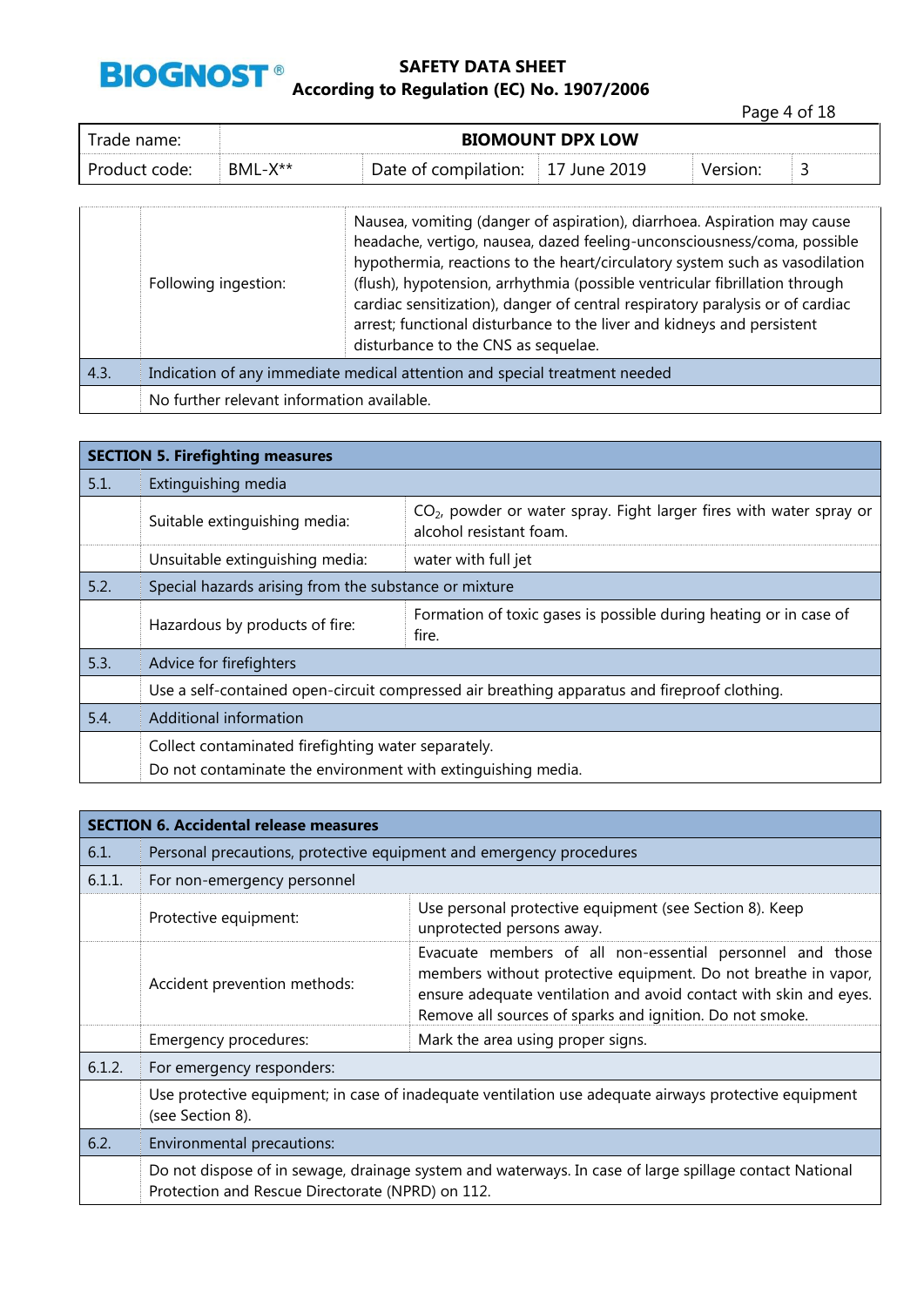| Trade name: | BIOMOUNT DPX LOW | | | | |
|---|---|---|---|---|---|
| Product code: | BML-X** | Date of compilation: | 17 June 2019 | Version: | 3 |

| | | |
|---|---|---|
| | Following ingestion: | Nausea, vomiting (danger of aspiration), diarrhoea. Aspiration may cause headache, vertigo, nausea, dazed feeling-unconsciousness/coma, possible hypothermia, reactions to the heart/circulatory system such as vasodilation (flush), hypotension, arrhythmia (possible ventricular fibrillation through cardiac sensitization), danger of central respiratory paralysis or of cardiac arrest; functional disturbance to the liver and kidneys and persistent disturbance to the CNS as sequelae. |
| 4.3. | Indication of any immediate medical attention and special treatment needed | |
| | No further relevant information available. | |

## SECTION 5. Firefighting measures

| | | |
|---|---|---|
| 5.1. | Extinguishing media | |
| | Suitable extinguishing media: | $CO_2$, powder or water spray. Fight larger fires with water spray or alcohol resistant foam. |
| | Unsuitable extinguishing media: | water with full jet |
| 5.2. | Special hazards arising from the substance or mixture | |
| | Hazardous by products of fire: | Formation of toxic gases is possible during heating or in case of fire. |
| 5.3. | Advice for firefighters | |
| | Use a self-contained open-circuit compressed air breathing apparatus and fireproof clothing. | |
| 5.4. | Additional information | |
| | Collect contaminated firefighting water separately.<br>Do not contaminate the environment with extinguishing media. | |

## SECTION 6. Accidental release measures

| | | |
|---|---|---|
| 6.1. | Personal precautions, protective equipment and emergency procedures | |
| 6.1.1. | For non-emergency personnel | |
| | Protective equipment: | Use personal protective equipment (see Section 8). Keep unprotected persons away. |
| | Accident prevention methods: | Evacuate members of all non-essential personnel and those members without protective equipment. Do not breathe in vapor, ensure adequate ventilation and avoid contact with skin and eyes. Remove all sources of sparks and ignition. Do not smoke. |
| | Emergency procedures: | Mark the area using proper signs. |
| 6.1.2. | For emergency responders: | |
| | Use protective equipment; in case of inadequate ventilation use adequate airways protective equipment (see Section 8). | |
| 6.2. | Environmental precautions: | |
| | Do not dispose of in sewage, drainage system and waterways. In case of large spillage contact National Protection and Rescue Directorate (NPRD) on 112. | |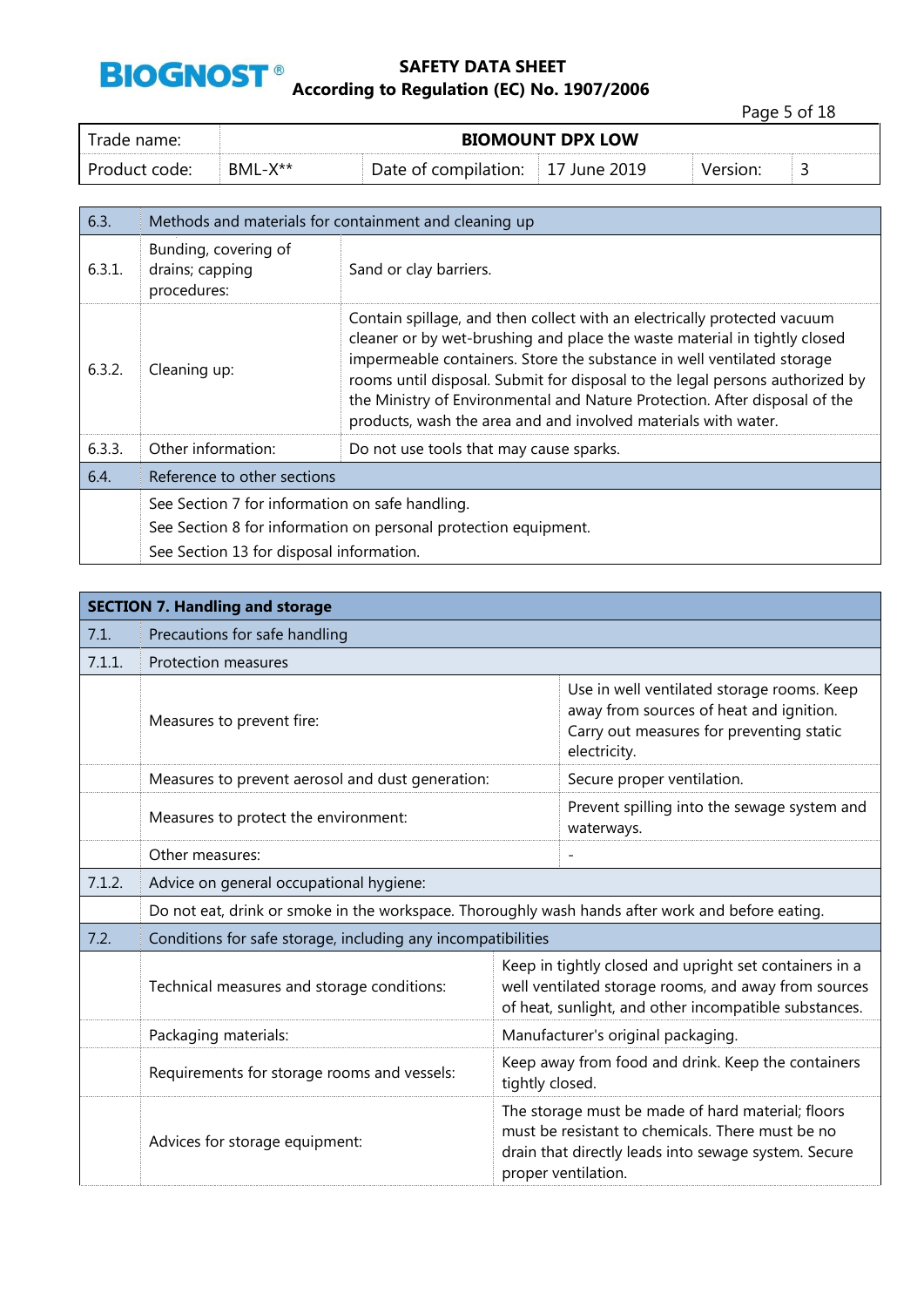| Trade name: | BIOMOUNT DPX LOW | | | | |
|---|---|---|---|---|---|
| Product code: | BML-X** | Date of compilation: | 17 June 2019 | Version: | 3 |

| 6.3. | Methods and materials for containment and cleaning up | |
|---|---|---|
| 6.3.1. | Bunding, covering of drains; capping procedures: | Sand or clay barriers. |
| 6.3.2. | Cleaning up: | Contain spillage, and then collect with an electrically protected vacuum cleaner or by wet-brushing and place the waste material in tightly closed impermeable containers. Store the substance in well ventilated storage rooms until disposal. Submit for disposal to the legal persons authorized by the Ministry of Environmental and Nature Protection. After disposal of the products, wash the area and and involved materials with water. |
| 6.3.3. | Other information: | Do not use tools that may cause sparks. |
| 6.4. | Reference to other sections | |
| | See Section 7 for information on safe handling.<br>See Section 8 for information on personal protection equipment.<br>See Section 13 for disposal information. | |

| SECTION 7. Handling and storage | | |
|---|---|---|
| 7.1. | Precautions for safe handling | |
| 7.1.1. | Protection measures | |
| | Measures to prevent fire: | Use in well ventilated storage rooms. Keep away from sources of heat and ignition. Carry out measures for preventing static electricity. |
| | Measures to prevent aerosol and dust generation: | Secure proper ventilation. |
| | Measures to protect the environment: | Prevent spilling into the sewage system and waterways. |
| | Other measures: | - |
| 7.1.2. | Advice on general occupational hygiene: | |
| | Do not eat, drink or smoke in the workspace. Thoroughly wash hands after work and before eating. | |
| 7.2. | Conditions for safe storage, including any incompatibilities | |
| | Technical measures and storage conditions: | Keep in tightly closed and upright set containers in a well ventilated storage rooms, and away from sources of heat, sunlight, and other incompatible substances. |
| | Packaging materials: | Manufacturer's original packaging. |
| | Requirements for storage rooms and vessels: | Keep away from food and drink. Keep the containers tightly closed. |
| | Advices for storage equipment: | The storage must be made of hard material; floors must be resistant to chemicals. There must be no drain that directly leads into sewage system. Secure proper ventilation. |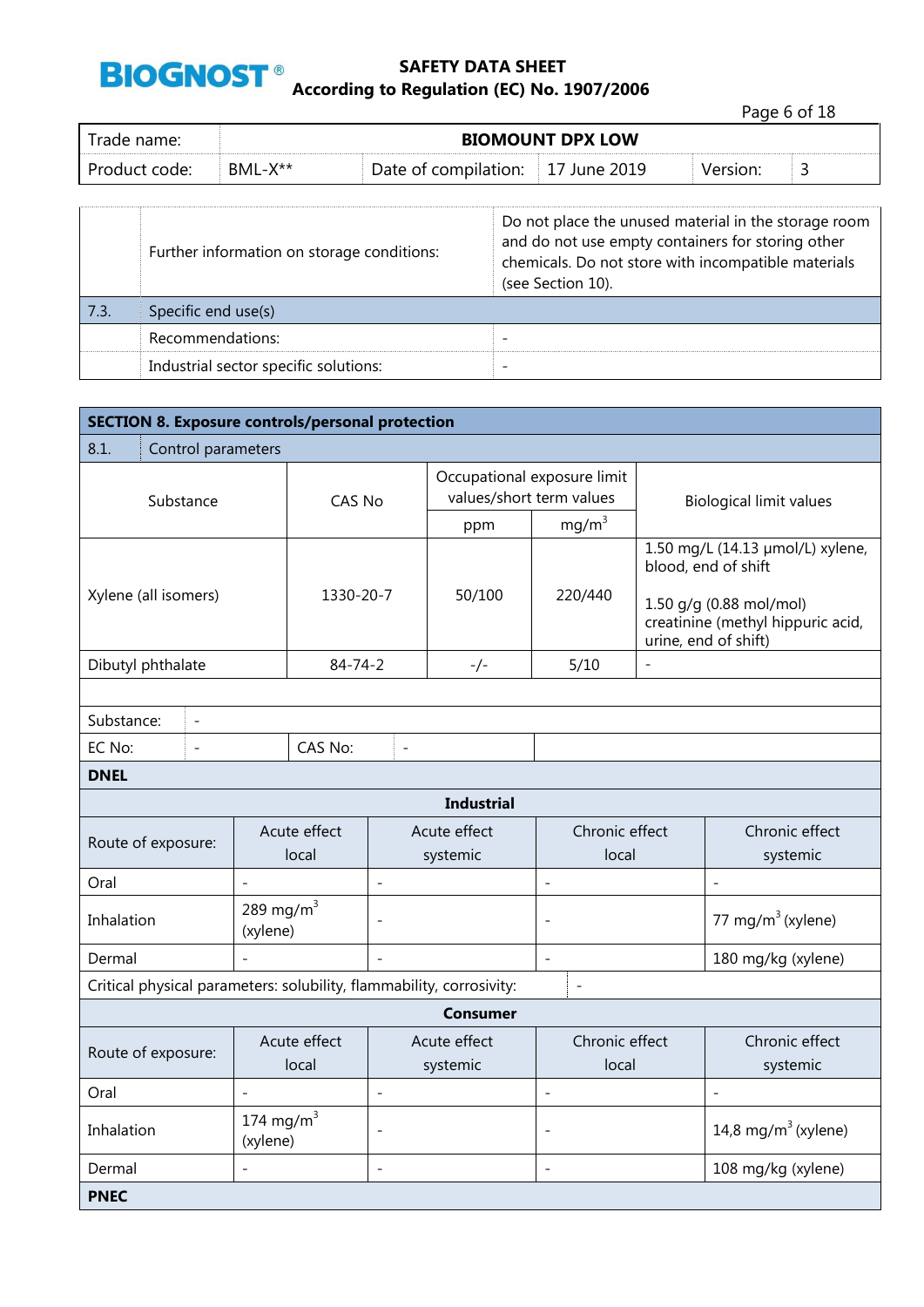| Trade name: | BIOMOUNT DPX LOW | | | | |
|---|---|---|---|---|---|
| Product code: | BML-X** | Date of compilation: | 17 June 2019 | Version: | 3 |

| | | |
|---|---|---|
| | Further information on storage conditions: | Do not place the unused material in the storage room and do not use empty containers for storing other chemicals. Do not store with incompatible materials (see Section 10). |
| 7.3. | Specific end use(s) | |
| | Recommendations: | - |
| | Industrial sector specific solutions: | - |

## SECTION 8. Exposure controls/personal protection

8.1. Control parameters

| Substance | CAS No | Occupational exposure limit values/short term values | | Biological limit values |
|---|---|---|---|---|
| | | ppm | $mg/m^3$ | |
| Xylene (all isomers) | 1330-20-7 | 50/100 | 220/440 | 1.50 mg/L (14.13 µmol/L) xylene, blood, end of shift<br><br>1.50 g/g (0.88 mol/mol) creatinine (methyl hippuric acid, urine, end of shift) |
| Dibutyl phthalate | 84-74-2 | -/- | 5/10 | - |

Substance: -

EC No: - CAS No: -

**DNEL**

**Industrial**

| Route of exposure: | Acute effect local | Acute effect systemic | Chronic effect local | Chronic effect systemic |
|---|---|---|---|---|
| Oral | - | - | - | - |
| Inhalation | 289 $mg/m^3$ (xylene) | - | - | 77 $mg/m^3$ (xylene) |
| Dermal | - | - | - | 180 mg/kg (xylene) |

Critical physical parameters: solubility, flammability, corrosivity: -

**Consumer**

| Route of exposure: | Acute effect local | Acute effect systemic | Chronic effect local | Chronic effect systemic |
|---|---|---|---|---|
| Oral | - | - | - | - |
| Inhalation | 174 $mg/m^3$ (xylene) | - | - | 14,8 $mg/m^3$ (xylene) |
| Dermal | - | - | - | 108 mg/kg (xylene) |

**PNEC**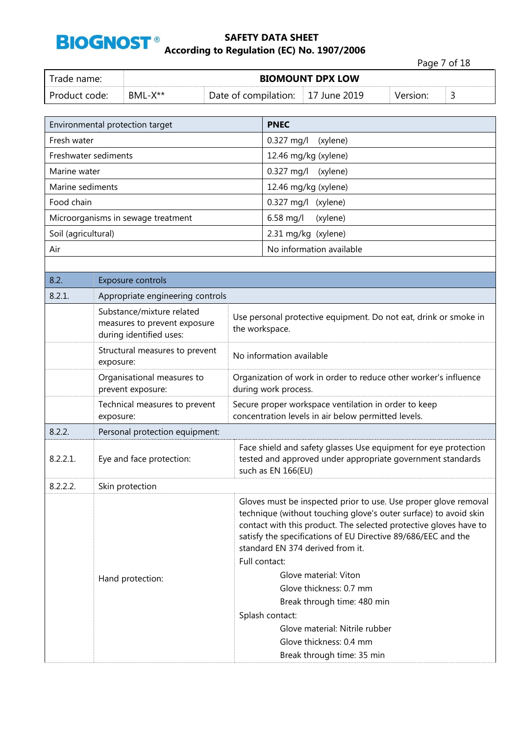| Environmental protection target | PNEC |
|---|---|
| Fresh water | 0.327 mg/l (xylene) |
| Freshwater sediments | 12.46 mg/kg (xylene) |
| Marine water | 0.327 mg/l (xylene) |
| Marine sediments | 12.46 mg/kg (xylene) |
| Food chain | 0.327 mg/l (xylene) |
| Microorganisms in sewage treatment | 6.58 mg/l (xylene) |
| Soil (agricultural) | 2.31 mg/kg (xylene) |
| Air | No information available |

| 8.2. | Exposure controls | |
|---|---|---|
| 8.2.1. | Appropriate engineering controls | |
| | Substance/mixture related measures to prevent exposure during identified uses: | Use personal protective equipment. Do not eat, drink or smoke in the workspace. |
| | Structural measures to prevent exposure: | No information available |
| | Organisational measures to prevent exposure: | Organization of work in order to reduce other worker's influence during work process. |
| | Technical measures to prevent exposure: | Secure proper workspace ventilation in order to keep concentration levels in air below permitted levels. |
| 8.2.2. | Personal protection equipment: | |
| 8.2.2.1. | Eye and face protection: | Face shield and safety glasses Use equipment for eye protection tested and approved under appropriate government standards such as EN 166(EU) |
| 8.2.2.2. | Skin protection | |
| | Hand protection: | Gloves must be inspected prior to use. Use proper glove removal technique (without touching glove's outer surface) to avoid skin contact with this product. The selected protective gloves have to satisfy the specifications of EU Directive 89/686/EEC and the standard EN 374 derived from it.<br>Full contact:<br>Glove material: Viton<br>Glove thickness: 0.7 mm<br>Break through time: 480 min<br>Splash contact:<br>Glove material: Nitrile rubber<br>Glove thickness: 0.4 mm<br>Break through time: 35 min |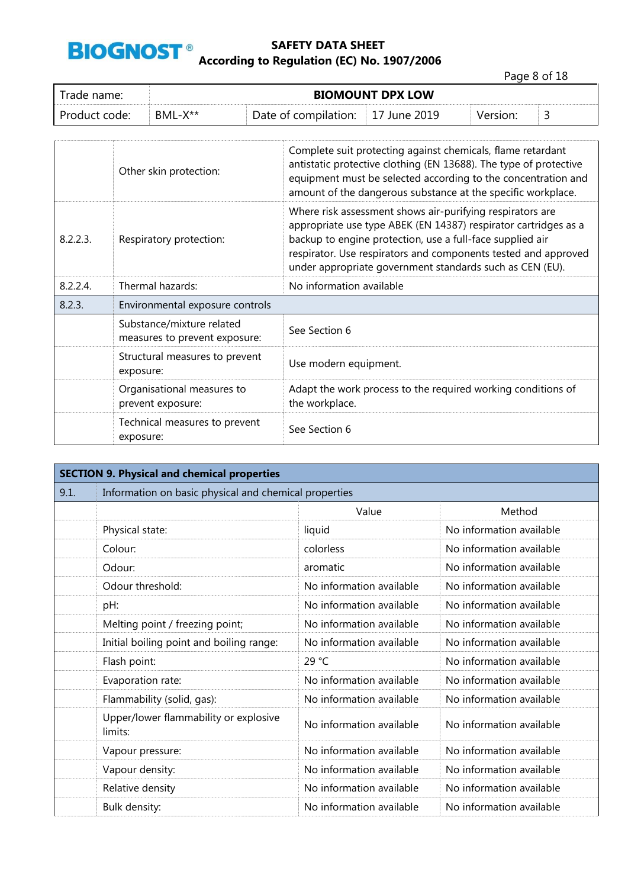| Trade name: | BIOMOUNT DPX LOW | | | | |
|---|---|---|---|---|---|
| Product code: | BML-X** | Date of compilation: | 17 June 2019 | Version: | 3 |

| | | |
|---|---|---|
| | Other skin protection: | Complete suit protecting against chemicals, flame retardant antistatic protective clothing (EN 13688). The type of protective equipment must be selected according to the concentration and amount of the dangerous substance at the specific workplace. |
| 8.2.2.3. | Respiratory protection: | Where risk assessment shows air-purifying respirators are appropriate use type ABEK (EN 14387) respirator cartridges as a backup to engine protection, use a full-face supplied air respirator. Use respirators and components tested and approved under appropriate government standards such as CEN (EU). |
| 8.2.2.4. | Thermal hazards: | No information available |
| 8.2.3. | Environmental exposure controls | |
| | Substance/mixture related measures to prevent exposure: | See Section 6 |
| | Structural measures to prevent exposure: | Use modern equipment. |
| | Organisational measures to prevent exposure: | Adapt the work process to the required working conditions of the workplace. |
| | Technical measures to prevent exposure: | See Section 6 |

## SECTION 9. Physical and chemical properties

| 9.1. | Information on basic physical and chemical properties | | |
|---|---|---|---|
| | | Value | Method |
| | Physical state: | liquid | No information available |
| | Colour: | colorless | No information available |
| | Odour: | aromatic | No information available |
| | Odour threshold: | No information available | No information available |
| | pH: | No information available | No information available |
| | Melting point / freezing point; | No information available | No information available |
| | Initial boiling point and boiling range: | No information available | No information available |
| | Flash point: | 29 °C | No information available |
| | Evaporation rate: | No information available | No information available |
| | Flammability (solid, gas): | No information available | No information available |
| | Upper/lower flammability or explosive limits: | No information available | No information available |
| | Vapour pressure: | No information available | No information available |
| | Vapour density: | No information available | No information available |
| | Relative density | No information available | No information available |
| | Bulk density: | No information available | No information available |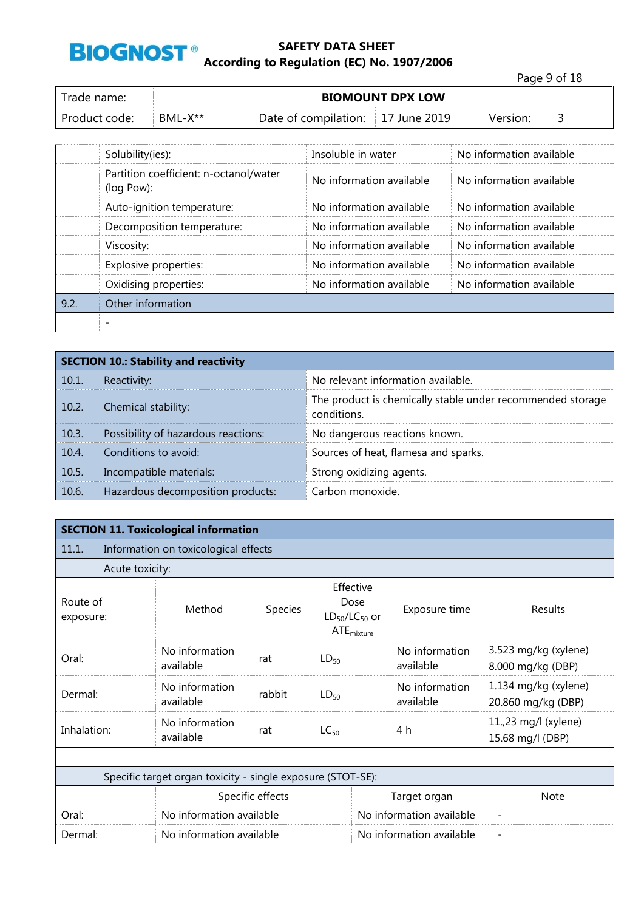| Trade name: | BIOMOUNT DPX LOW | | | | |
|---|---|---|---|---|---|
| Product code: | BML-X** | Date of compilation: | 17 June 2019 | Version: | 3 |

| | | | |
|---|---|---|---|
| | Solubility(ies): | Insoluble in water | No information available |
| | Partition coefficient: n-octanol/water (log Pow): | No information available | No information available |
| | Auto-ignition temperature: | No information available | No information available |
| | Decomposition temperature: | No information available | No information available |
| | Viscosity: | No information available | No information available |
| | Explosive properties: | No information available | No information available |
| | Oxidising properties: | No information available | No information available |
| 9.2. | Other information | | |
| | - | | |

## SECTION 10.: Stability and reactivity

| | | |
|---|---|---|
| 10.1. | Reactivity: | No relevant information available. |
| 10.2. | Chemical stability: | The product is chemically stable under recommended storage conditions. |
| 10.3. | Possibility of hazardous reactions: | No dangerous reactions known. |
| 10.4. | Conditions to avoid: | Sources of heat, flamesa and sparks. |
| 10.5. | Incompatible materials: | Strong oxidizing agents. |
| 10.6. | Hazardous decomposition products: | Carbon monoxide. |

## SECTION 11. Toxicological information

11.1. Information on toxicological effects

Acute toxicity:

| Route of exposure: | Method | Species | Effective Dose $LD_{50}$/$LC_{50}$ or $ATE_{mixture}$ | Exposure time | Results |
|---|---|---|---|---|---|
| Oral: | No information available | rat | $LD_{50}$ | No information available | 3.523 mg/kg (xylene)<br>8.000 mg/kg (DBP) |
| Dermal: | No information available | rabbit | $LD_{50}$ | No information available | 1.134 mg/kg (xylene)<br>20.860 mg/kg (DBP) |
| Inhalation: | No information available | rat | $LC_{50}$ | 4 h | 11.,23 mg/l (xylene)<br>15.68 mg/l (DBP) |

Specific target organ toxicity - single exposure (STOT-SE):

| | Specific effects | Target organ | Note |
|---|---|---|---|
| Oral: | No information available | No information available | - |
| Dermal: | No information available | No information available | - |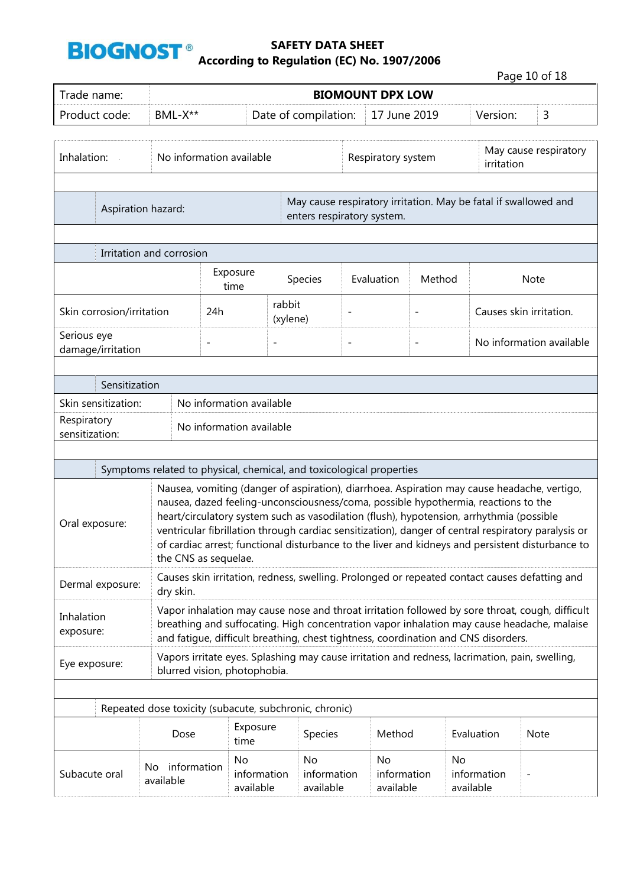| Trade name: | BIOMOUNT DPX LOW | | | | |
|---|---|---|---|---|---|
| Product code: | BML-X** | Date of compilation: | 17 June 2019 | Version: | 3 |

| Inhalation: | No information available | Respiratory system | May cause respiratory irritation |
|---|---|---|---|

| Aspiration hazard: | May cause respiratory irritation. May be fatal if swallowed and enters respiratory system. |
|---|---|

**Irritation and corrosion**

| | Exposure time | Species | Evaluation | Method | Note |
|---|---|---|---|---|---|
| Skin corrosion/irritation | 24h | rabbit (xylene) | - | - | Causes skin irritation. |
| Serious eye damage/irritation | - | - | - | - | No information available |

**Sensitization**

| | |
|---|---|
| Skin sensitization: | No information available |
| Respiratory sensitization: | No information available |

**Symptoms related to physical, chemical, and toxicological properties**

| | |
|---|---|
| Oral exposure: | Nausea, vomiting (danger of aspiration), diarrhoea. Aspiration may cause headache, vertigo, nausea, dazed feeling-unconsciousness/coma, possible hypothermia, reactions to the heart/circulatory system such as vasodilation (flush), hypotension, arrhythmia (possible ventricular fibrillation through cardiac sensitization), danger of central respiratory paralysis or of cardiac arrest; functional disturbance to the liver and kidneys and persistent disturbance to the CNS as sequelae. |
| Dermal exposure: | Causes skin irritation, redness, swelling. Prolonged or repeated contact causes defatting and dry skin. |
| Inhalation exposure: | Vapor inhalation may cause nose and throat irritation followed by sore throat, cough, difficult breathing and suffocating. High concentration vapor inhalation may cause headache, malaise and fatigue, difficult breathing, chest tightness, coordination and CNS disorders. |
| Eye exposure: | Vapors irritate eyes. Splashing may cause irritation and redness, lacrimation, pain, swelling, blurred vision, photophobia. |

**Repeated dose toxicity (subacute, subchronic, chronic)**

| | Dose | Exposure time | Species | Method | Evaluation | Note |
|---|---|---|---|---|---|---|
| Subacute oral | No information available | No information available | No information available | No information available | No information available | - |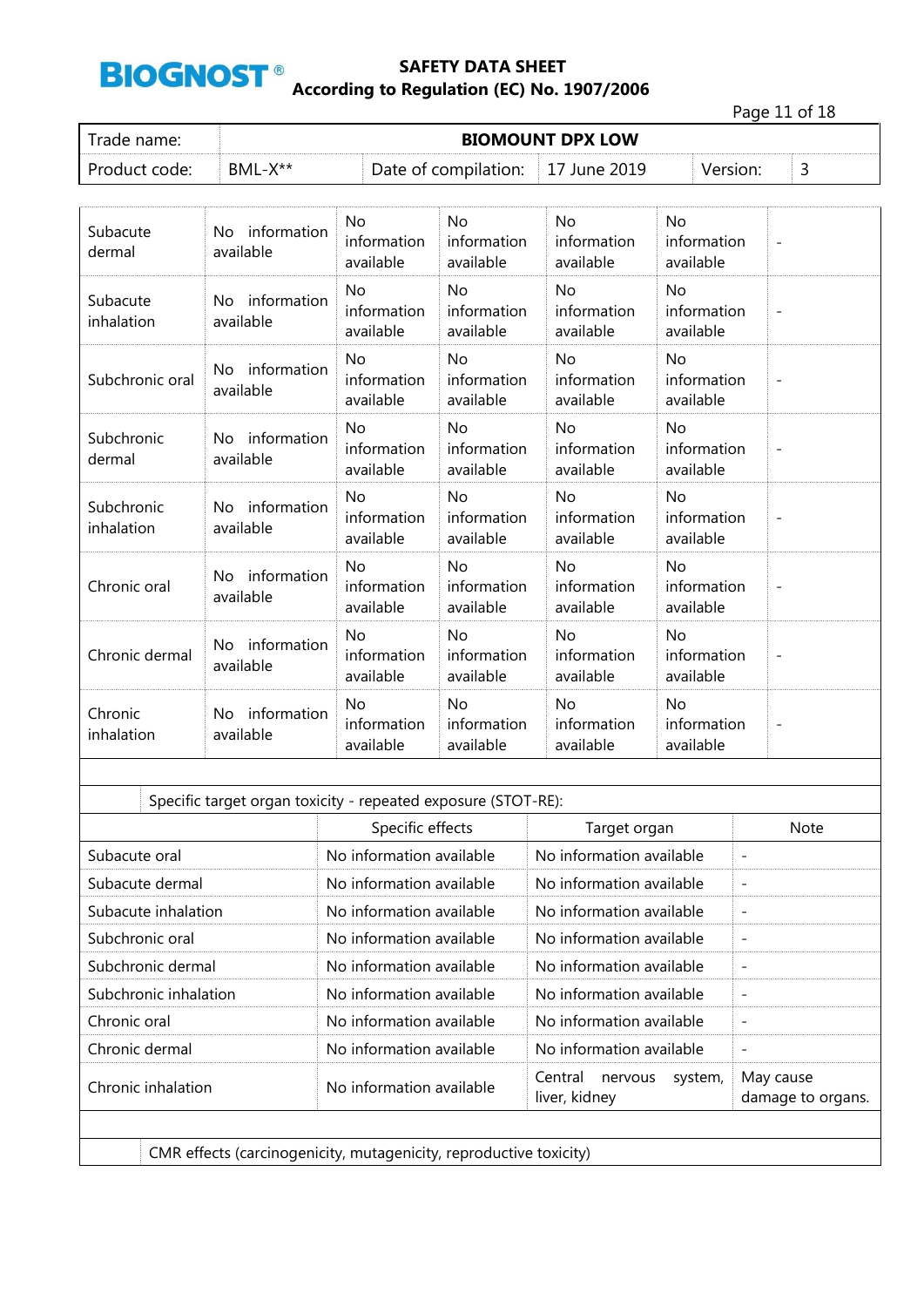| | | | | | | |
|---|---|---|---|---|---|---|
| Subacute dermal | No information available | No information available | No information available | No information available | No information available | - |
| Subacute inhalation | No information available | No information available | No information available | No information available | No information available | - |
| Subchronic oral | No information available | No information available | No information available | No information available | No information available | - |
| Subchronic dermal | No information available | No information available | No information available | No information available | No information available | - |
| Subchronic inhalation | No information available | No information available | No information available | No information available | No information available | - |
| Chronic oral | No information available | No information available | No information available | No information available | No information available | - |
| Chronic dermal | No information available | No information available | No information available | No information available | No information available | - |
| Chronic inhalation | No information available | No information available | No information available | No information available | No information available | - |

Specific target organ toxicity - repeated exposure (STOT-RE):

| | Specific effects | Target organ | Note |
|---|---|---|---|
| Subacute oral | No information available | No information available | - |
| Subacute dermal | No information available | No information available | - |
| Subacute inhalation | No information available | No information available | - |
| Subchronic oral | No information available | No information available | - |
| Subchronic dermal | No information available | No information available | - |
| Subchronic inhalation | No information available | No information available | - |
| Chronic oral | No information available | No information available | - |
| Chronic dermal | No information available | No information available | - |
| Chronic inhalation | No information available | Central nervous system, liver, kidney | May cause damage to organs. |

CMR effects (carcinogenicity, mutagenicity, reproductive toxicity)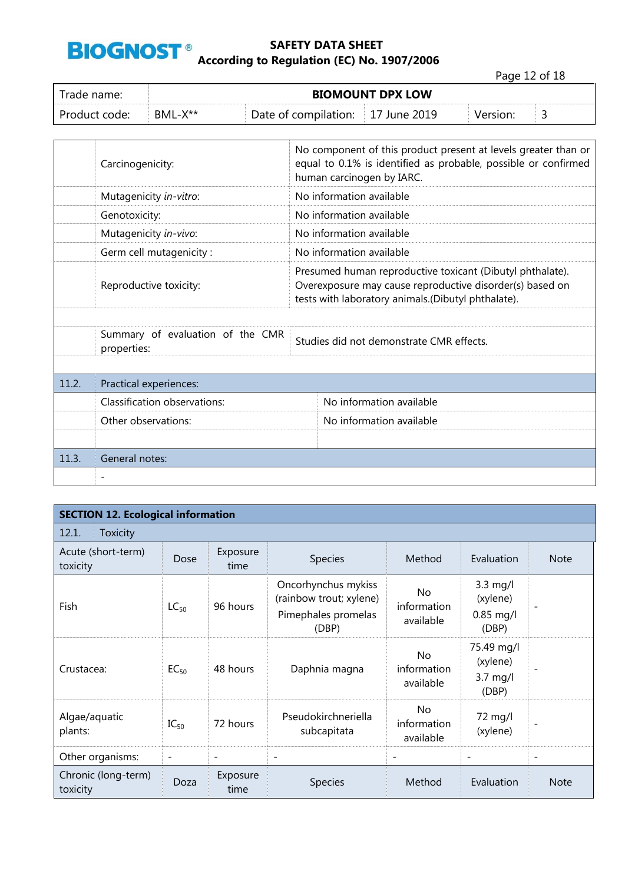| | | |
|---|---|---|
| | Carcinogenicity: | No component of this product present at levels greater than or equal to 0.1% is identified as probable, possible or confirmed human carcinogen by IARC. |
| | Mutagenicity *in-vitro*: | No information available |
| | Genotoxicity: | No information available |
| | Mutagenicity *in-vivo*: | No information available |
| | Germ cell mutagenicity : | No information available |
| | Reproductive toxicity: | Presumed human reproductive toxicant (Dibutyl phthalate). Overexposure may cause reproductive disorder(s) based on tests with laboratory animals.(Dibutyl phthalate). |
| | | |
| | Summary of evaluation of the CMR properties: | Studies did not demonstrate CMR effects. |
| | | |
| 11.2. | Practical experiences: | |
| | Classification observations: | No information available |
| | Other observations: | No information available |
| | | |
| 11.3. | General notes: | |
| | - | |

## SECTION 12. Ecological information

12.1. Toxicity

| Acute (short-term) toxicity | Dose | Exposure time | Species | Method | Evaluation | Note |
|---|---|---|---|---|---|---|
| Fish | $LC_{50}$ | 96 hours | Oncorhynchus mykiss (rainbow trout; xylene)<br>Pimephales promelas (DBP) | No information available | 3.3 mg/l (xylene)<br>0.85 mg/l (DBP) | - |
| Crustacea: | $EC_{50}$ | 48 hours | Daphnia magna | No information available | 75.49 mg/l (xylene)<br>3.7 mg/l (DBP) | - |
| Algae/aquatic plants: | $IC_{50}$ | 72 hours | Pseudokirchneriella subcapitata | No information available | 72 mg/l (xylene) | - |
| Other organisms: | - | - | - | - | - | - |
| Chronic (long-term) toxicity | Doza | Exposure time | Species | Method | Evaluation | Note |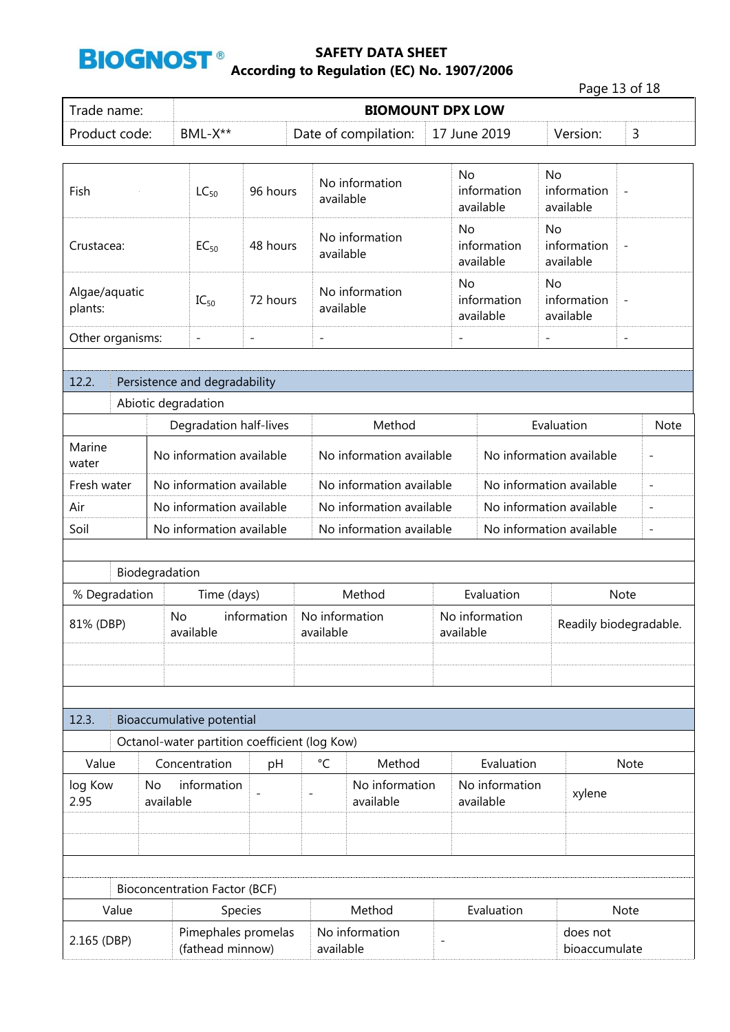| Fish | $LC_{50}$ | 96 hours | No information available | No information available | No information available | - |
|---|---|---|---|---|---|---|
| Crustacea: | $EC_{50}$ | 48 hours | No information available | No information available | No information available | - |
| Algae/aquatic plants: | $IC_{50}$ | 72 hours | No information available | No information available | No information available | - |
| Other organisms: | - | - | - | - | - | - |

## 12.2. Persistence and degradability

### Abiotic degradation

| | Degradation half-lives | Method | Evaluation | Note |
|---|---|---|---|---|
| Marine water | No information available | No information available | No information available | - |
| Fresh water | No information available | No information available | No information available | - |
| Air | No information available | No information available | No information available | - |
| Soil | No information available | No information available | No information available | - |

### Biodegradation

| % Degradation | Time (days) | Method | Evaluation | Note |
|---|---|---|---|---|
| 81% (DBP) | No information available | No information available | No information available | Readily biodegradable. |
| | | | | |
| | | | | |

## 12.3. Bioaccumulative potential

### Octanol-water partition coefficient (log Kow)

| Value | Concentration | pH | °C | Method | Evaluation | Note |
|---|---|---|---|---|---|---|
| log Kow 2.95 | No information available | - | - | No information available | No information available | xylene |
| | | | | | | |
| | | | | | | |

### Bioconcentration Factor (BCF)

| Value | Species | Method | Evaluation | Note |
|---|---|---|---|---|
| 2.165 (DBP) | Pimephales promelas (fathead minnow) | No information available | - | does not bioaccumulate |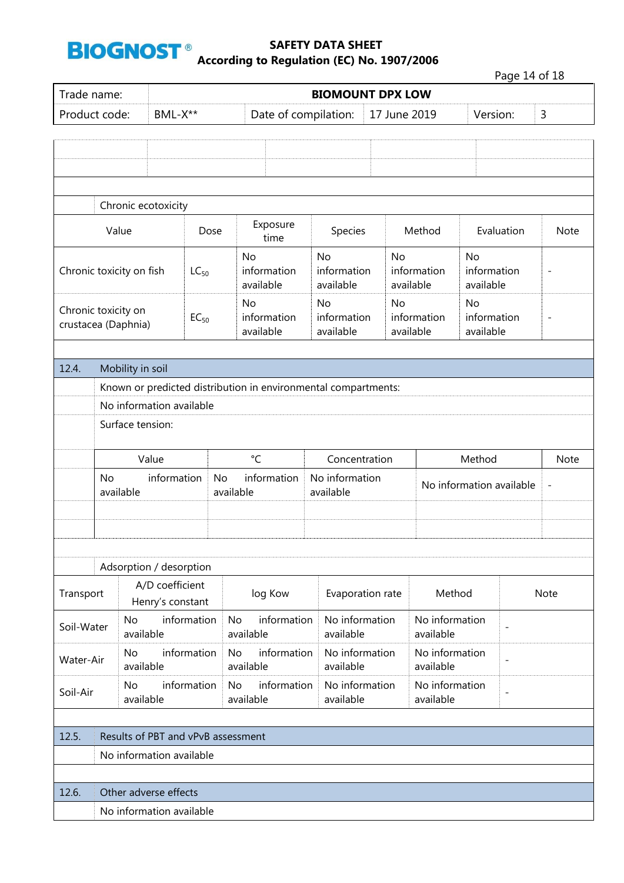| Trade name: | BIOMOUNT DPX LOW | | | | |
|---|---|---|---|---|---|
| Product code: | BML-X** | Date of compilation: | 17 June 2019 | Version: | 3 |

Chronic ecotoxicity

| Value | Dose | Exposure time | Species | Method | Evaluation | Note |
|---|---|---|---|---|---|---|
| Chronic toxicity on fish | $LC_{50}$ | No information available | No information available | No information available | No information available | - |
| Chronic toxicity on crustacea (Daphnia) | $EC_{50}$ | No information available | No information available | No information available | No information available | - |

## 12.4. Mobility in soil

Known or predicted distribution in environmental compartments:

No information available

Surface tension:

| Value | °C | Concentration | Method | Note |
|---|---|---|---|---|
| No information available | No information available | No information available | No information available | - |

Adsorption / desorption

| Transport | A/D coefficient Henry's constant | log Kow | Evaporation rate | Method | Note |
|---|---|---|---|---|---|
| Soil-Water | No information available | No information available | No information available | No information available | - |
| Water-Air | No information available | No information available | No information available | No information available | - |
| Soil-Air | No information available | No information available | No information available | No information available | - |

## 12.5. Results of PBT and vPvB assessment

No information available

## 12.6. Other adverse effects

No information available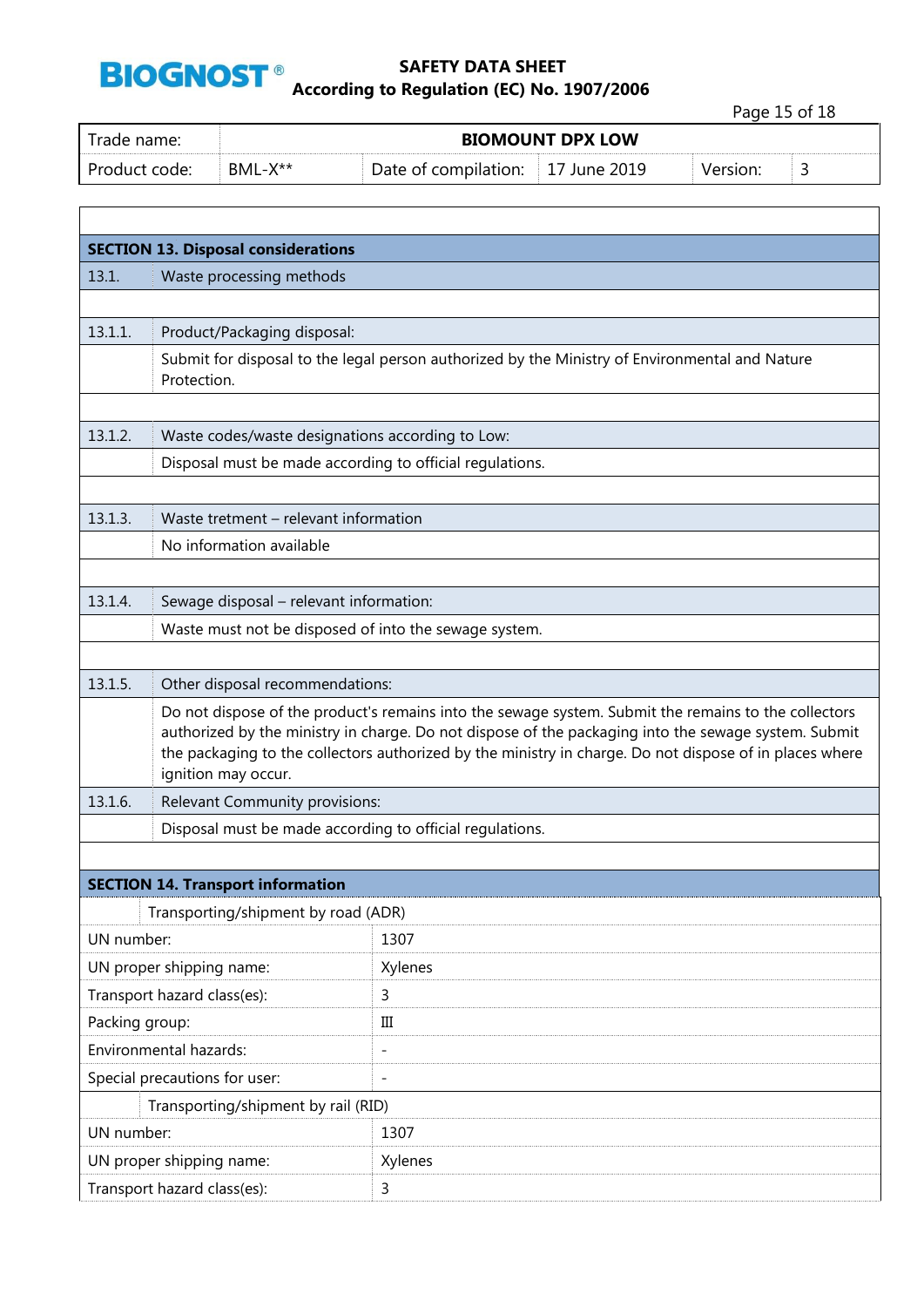| Trade name: | BIOMOUNT DPX LOW | | | | |
|---|---|---|---|---|---|
| Product code: | BML-X** | Date of compilation: | 17 June 2019 | Version: | 3 |

## SECTION 13. Disposal considerations

| | |
|---|---|
| 13.1. | Waste processing methods |
| | |
| 13.1.1. | Product/Packaging disposal: |
| | Submit for disposal to the legal person authorized by the Ministry of Environmental and Nature Protection. |
| | |
| 13.1.2. | Waste codes/waste designations according to Low: |
| | Disposal must be made according to official regulations. |
| | |
| 13.1.3. | Waste tretment – relevant information |
| | No information available |
| | |
| 13.1.4. | Sewage disposal – relevant information: |
| | Waste must not be disposed of into the sewage system. |
| | |
| 13.1.5. | Other disposal recommendations: |
| | Do not dispose of the product's remains into the sewage system. Submit the remains to the collectors authorized by the ministry in charge. Do not dispose of the packaging into the sewage system. Submit the packaging to the collectors authorized by the ministry in charge. Do not dispose of in places where ignition may occur. |
| 13.1.6. | Relevant Community provisions: |
| | Disposal must be made according to official regulations. |

## SECTION 14. Transport information

| Transporting/shipment by road (ADR) | |
|---|---|
| UN number: | 1307 |
| UN proper shipping name: | Xylenes |
| Transport hazard class(es): | 3 |
| Packing group: | III |
| Environmental hazards: | - |
| Special precautions for user: | - |
| **Transporting/shipment by rail (RID)** | |
| UN number: | 1307 |
| UN proper shipping name: | Xylenes |
| Transport hazard class(es): | 3 |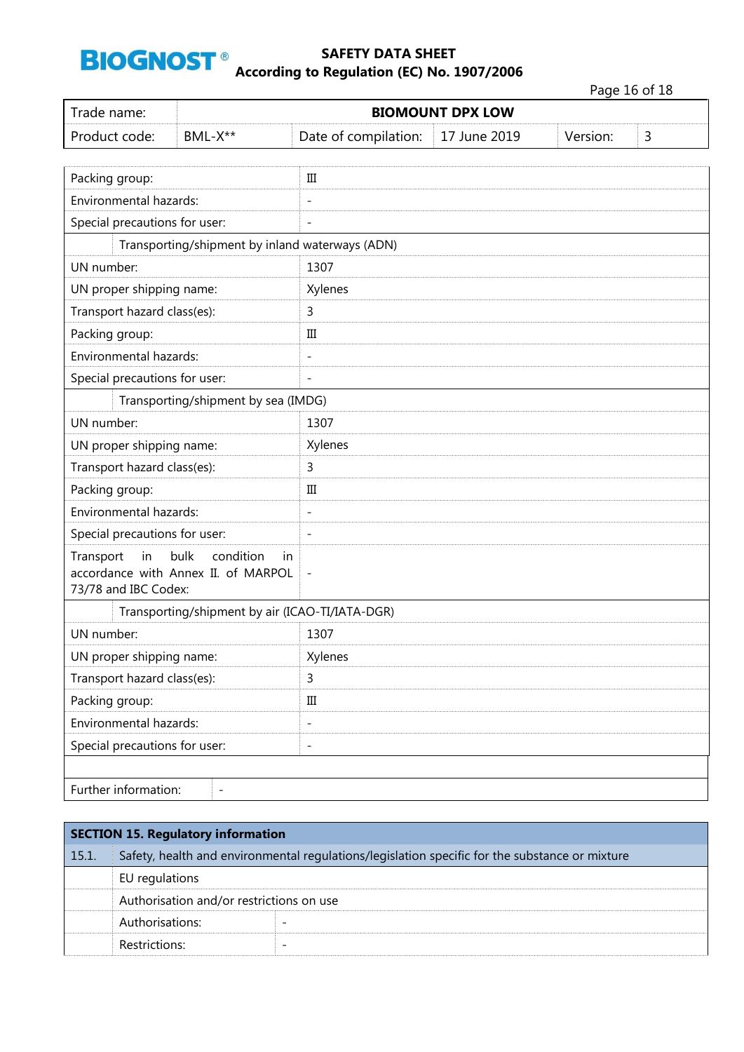| Trade name: | BIOMOUNT DPX LOW | | | | |
|---|---|---|---|---|---|
| Product code: | BML-X** | Date of compilation: | 17 June 2019 | Version: | 3 |

| | |
|---|---|
| Packing group: | III |
| Environmental hazards: | - |
| Special precautions for user: | - |
| **Transporting/shipment by inland waterways (ADN)** | |
| UN number: | 1307 |
| UN proper shipping name: | Xylenes |
| Transport hazard class(es): | 3 |
| Packing group: | III |
| Environmental hazards: | - |
| Special precautions for user: | - |
| **Transporting/shipment by sea (IMDG)** | |
| UN number: | 1307 |
| UN proper shipping name: | Xylenes |
| Transport hazard class(es): | 3 |
| Packing group: | III |
| Environmental hazards: | - |
| Special precautions for user: | - |
| Transport in bulk condition in accordance with Annex II. of MARPOL 73/78 and IBC Codex: | - |
| **Transporting/shipment by air (ICAO-TI/IATA-DGR)** | |
| UN number: | 1307 |
| UN proper shipping name: | Xylenes |
| Transport hazard class(es): | 3 |
| Packing group: | III |
| Environmental hazards: | - |
| Special precautions for user: | - |
| | |
| Further information: | - |

## SECTION 15. Regulatory information

**15.1. Safety, health and environmental regulations/legislation specific for the substance or mixture**

EU regulations

Authorisation and/or restrictions on use

| | |
|---|---|
| Authorisations: | - |
| Restrictions: | - |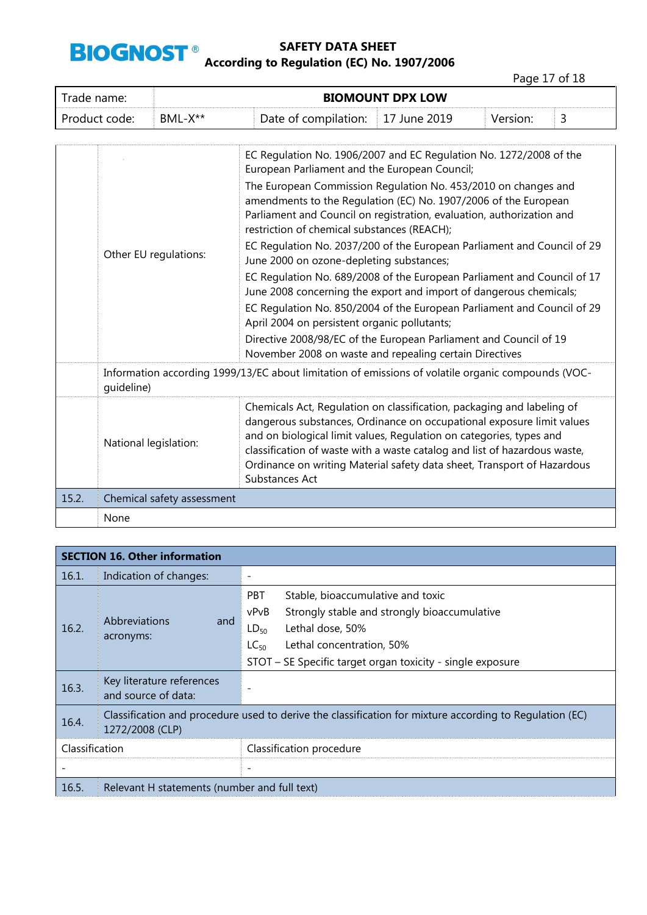| Trade name: | BIOMOUNT DPX LOW | | | | |
|---|---|---|---|---|---|
| Product code: | BML-X** | Date of compilation: | 17 June 2019 | Version: | 3 |

| | | |
|---|---|---|
| | Other EU regulations: | EC Regulation No. 1906/2007 and EC Regulation No. 1272/2008 of the European Parliament and the European Council;<br>The European Commission Regulation No. 453/2010 on changes and amendments to the Regulation (EC) No. 1907/2006 of the European Parliament and Council on registration, evaluation, authorization and restriction of chemical substances (REACH);<br>EC Regulation No. 2037/200 of the European Parliament and Council of 29 June 2000 on ozone-depleting substances;<br>EC Regulation No. 689/2008 of the European Parliament and Council of 17 June 2008 concerning the export and import of dangerous chemicals;<br>EC Regulation No. 850/2004 of the European Parliament and Council of 29 April 2004 on persistent organic pollutants;<br>Directive 2008/98/EC of the European Parliament and Council of 19 November 2008 on waste and repealing certain Directives |
| | Information according 1999/13/EC about limitation of emissions of volatile organic compounds (VOC-guideline) | |
| | National legislation: | Chemicals Act, Regulation on classification, packaging and labeling of dangerous substances, Ordinance on occupational exposure limit values and on biological limit values, Regulation on categories, types and classification of waste with a waste catalog and list of hazardous waste, Ordinance on writing Material safety data sheet, Transport of Hazardous Substances Act |
| 15.2. | Chemical safety assessment | |
| | None | |

## SECTION 16. Other information

| | | |
|---|---|---|
| 16.1. | Indication of changes: | - |
| 16.2. | Abbreviations and acronyms: | PBT Stable, bioaccumulative and toxic<br>vPvB Strongly stable and strongly bioaccumulative<br>$LD_{50}$ Lethal dose, 50%<br>$LC_{50}$ Lethal concentration, 50%<br>STOT – SE Specific target organ toxicity - single exposure |
| 16.3. | Key literature references and source of data: | - |
| 16.4. | Classification and procedure used to derive the classification for mixture according to Regulation (EC) 1272/2008 (CLP) | |

| Classification | Classification procedure |
|---|---|
| - | - |

| | |
|---|---|
| 16.5. | Relevant H statements (number and full text) |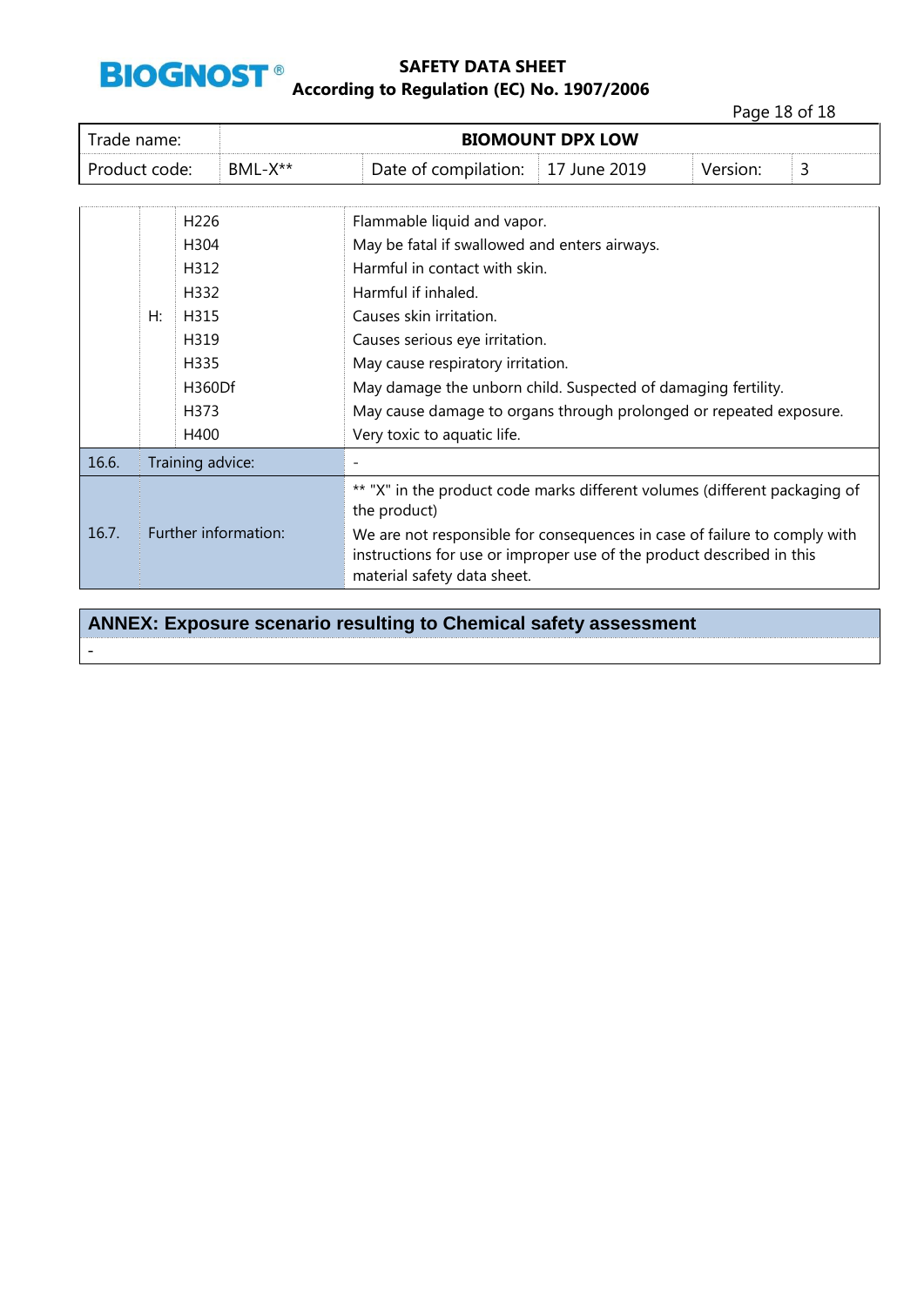| | | | |
|---|---|---|---|
| | H: | H226 | Flammable liquid and vapor. |
| | | H304 | May be fatal if swallowed and enters airways. |
| | | H312 | Harmful in contact with skin. |
| | | H332 | Harmful if inhaled. |
| | | H315 | Causes skin irritation. |
| | | H319 | Causes serious eye irritation. |
| | | H335 | May cause respiratory irritation. |
| | | H360Df | May damage the unborn child. Suspected of damaging fertility. |
| | | H373 | May cause damage to organs through prolonged or repeated exposure. |
| | | H400 | Very toxic to aquatic life. |
| 16.6. | Training advice: | | - |
| 16.7. | Further information: | | ** "X" in the product code marks different volumes (different packaging of the product)<br>We are not responsible for consequences in case of failure to comply with instructions for use or improper use of the product described in this material safety data sheet. |

## ANNEX: Exposure scenario resulting to Chemical safety assessment

-